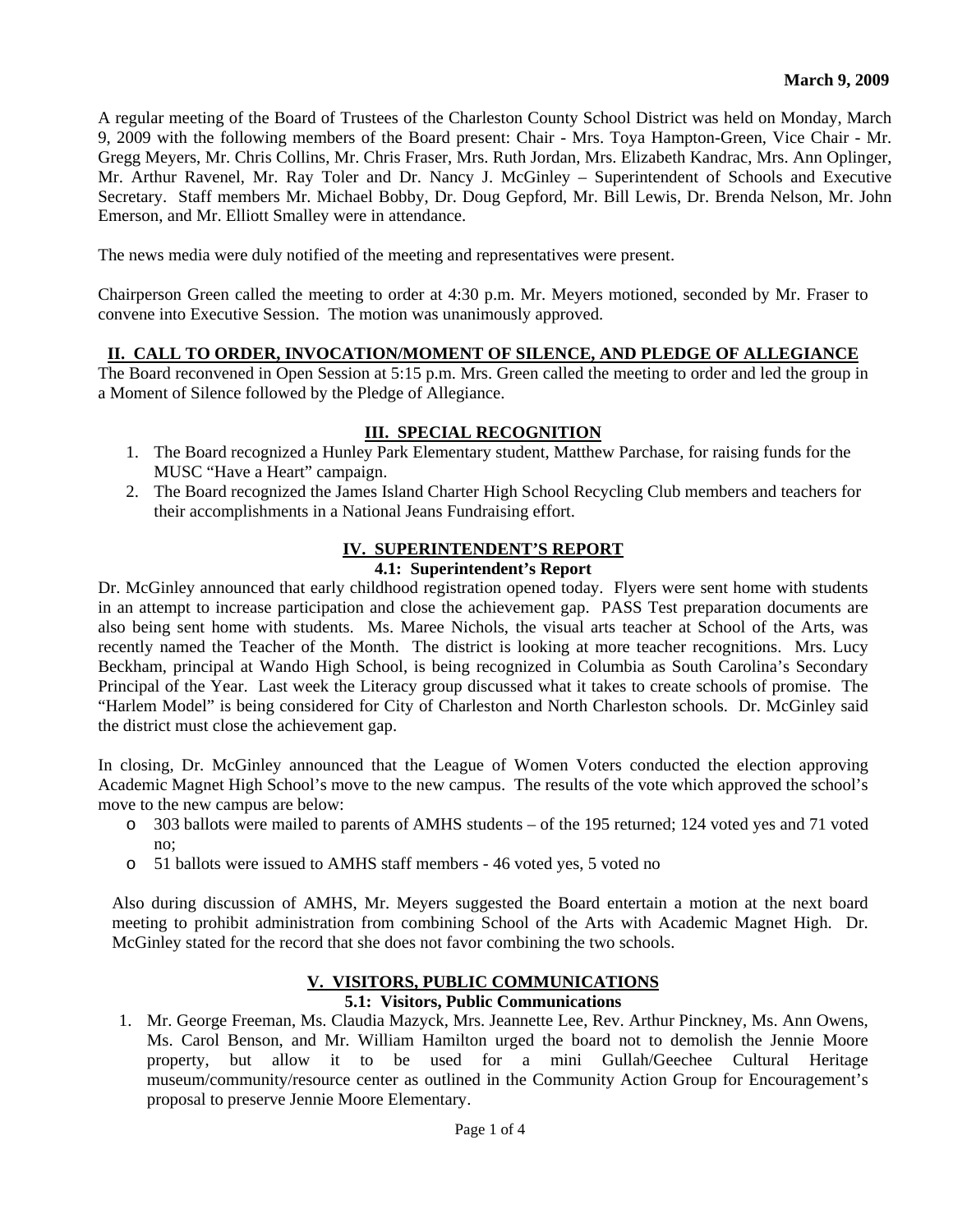**March 9, 2009**

A regular meeting of the Board of Trustees of the Charleston County School District was held on Monday, March 9, 2009 with the following members of the Board present: Chair - Mrs. Toya Hampton-Green, Vice Chair - Mr. Gregg Meyers, Mr. Chris Collins, Mr. Chris Fraser, Mrs. Ruth Jordan, Mrs. Elizabeth Kandrac, Mrs. Ann Oplinger, Mr. Arthur Ravenel, Mr. Ray Toler and Dr. Nancy J. McGinley – Superintendent of Schools and Executive Secretary. Staff members Mr. Michael Bobby, Dr. Doug Gepford, Mr. Bill Lewis, Dr. Brenda Nelson, Mr. John Emerson, and Mr. Elliott Smalley were in attendance.

The news media were duly notified of the meeting and representatives were present.

Chairperson Green called the meeting to order at 4:30 p.m. Mr. Meyers motioned, seconded by Mr. Fraser to convene into Executive Session. The motion was unanimously approved.

## II. CALL TO ORDER, INVOCATION/MOMENT OF SILENCE, AND PLEDGE OF ALLEGIANCE

The Board reconvened in Open Session at 5:15 p.m. Mrs. Green called the meeting to order and led the group in a Moment of Silence followed by the Pledge of Allegiance.

## III. SPECIAL RECOGNITION

1. The Board recognized a Hunley Park Elementary student, Matthew Parchase, for raising funds for the MUSC "Have a Heart" campaign.
2. The Board recognized the James Island Charter High School Recycling Club members and teachers for their accomplishments in a National Jeans Fundraising effort.

## IV. SUPERINTENDENT'S REPORT

### 4.1: Superintendent's Report

Dr. McGinley announced that early childhood registration opened today. Flyers were sent home with students in an attempt to increase participation and close the achievement gap. PASS Test preparation documents are also being sent home with students. Ms. Maree Nichols, the visual arts teacher at School of the Arts, was recently named the Teacher of the Month. The district is looking at more teacher recognitions. Mrs. Lucy Beckham, principal at Wando High School, is being recognized in Columbia as South Carolina's Secondary Principal of the Year. Last week the Literacy group discussed what it takes to create schools of promise. The "Harlem Model" is being considered for City of Charleston and North Charleston schools. Dr. McGinley said the district must close the achievement gap.

In closing, Dr. McGinley announced that the League of Women Voters conducted the election approving Academic Magnet High School's move to the new campus. The results of the vote which approved the school's move to the new campus are below:

- 303 ballots were mailed to parents of AMHS students – of the 195 returned; 124 voted yes and 71 voted no;
- 51 ballots were issued to AMHS staff members - 46 voted yes, 5 voted no

Also during discussion of AMHS, Mr. Meyers suggested the Board entertain a motion at the next board meeting to prohibit administration from combining School of the Arts with Academic Magnet High. Dr. McGinley stated for the record that she does not favor combining the two schools.

## V. VISITORS, PUBLIC COMMUNICATIONS

### 5.1: Visitors, Public Communications

1. Mr. George Freeman, Ms. Claudia Mazyck, Mrs. Jeannette Lee, Rev. Arthur Pinckney, Ms. Ann Owens, Ms. Carol Benson, and Mr. William Hamilton urged the board not to demolish the Jennie Moore property, but allow it to be used for a mini Gullah/Geechee Cultural Heritage museum/community/resource center as outlined in the Community Action Group for Encouragement's proposal to preserve Jennie Moore Elementary.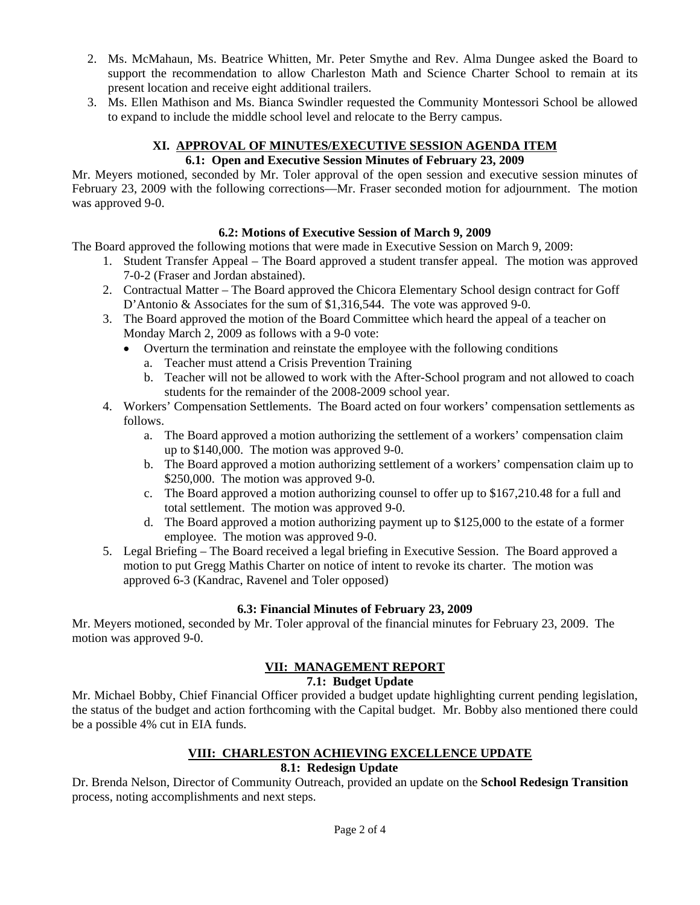2. Ms. McMahaun, Ms. Beatrice Whitten, Mr. Peter Smythe and Rev. Alma Dungee asked the Board to support the recommendation to allow Charleston Math and Science Charter School to remain at its present location and receive eight additional trailers.
3. Ms. Ellen Mathison and Ms. Bianca Swindler requested the Community Montessori School be allowed to expand to include the middle school level and relocate to the Berry campus.

## XI. APPROVAL OF MINUTES/EXECUTIVE SESSION AGENDA ITEM

### 6.1: Open and Executive Session Minutes of February 23, 2009

Mr. Meyers motioned, seconded by Mr. Toler approval of the open session and executive session minutes of February 23, 2009 with the following corrections—Mr. Fraser seconded motion for adjournment. The motion was approved 9-0.

### 6.2: Motions of Executive Session of March 9, 2009

The Board approved the following motions that were made in Executive Session on March 9, 2009:

1. Student Transfer Appeal – The Board approved a student transfer appeal. The motion was approved 7-0-2 (Fraser and Jordan abstained).
2. Contractual Matter – The Board approved the Chicora Elementary School design contract for Goff D'Antonio & Associates for the sum of $1,316,544. The vote was approved 9-0.
3. The Board approved the motion of the Board Committee which heard the appeal of a teacher on Monday March 2, 2009 as follows with a 9-0 vote:
   - Overturn the termination and reinstate the employee with the following conditions
     a. Teacher must attend a Crisis Prevention Training
     b. Teacher will not be allowed to work with the After-School program and not allowed to coach students for the remainder of the 2008-2009 school year.
4. Workers' Compensation Settlements. The Board acted on four workers' compensation settlements as follows.
   a. The Board approved a motion authorizing the settlement of a workers' compensation claim up to $140,000. The motion was approved 9-0.
   b. The Board approved a motion authorizing settlement of a workers' compensation claim up to $250,000. The motion was approved 9-0.
   c. The Board approved a motion authorizing counsel to offer up to $167,210.48 for a full and total settlement. The motion was approved 9-0.
   d. The Board approved a motion authorizing payment up to $125,000 to the estate of a former employee. The motion was approved 9-0.
5. Legal Briefing – The Board received a legal briefing in Executive Session. The Board approved a motion to put Gregg Mathis Charter on notice of intent to revoke its charter. The motion was approved 6-3 (Kandrac, Ravenel and Toler opposed)

### 6.3: Financial Minutes of February 23, 2009

Mr. Meyers motioned, seconded by Mr. Toler approval of the financial minutes for February 23, 2009. The motion was approved 9-0.

## VII: MANAGEMENT REPORT

### 7.1: Budget Update

Mr. Michael Bobby, Chief Financial Officer provided a budget update highlighting current pending legislation, the status of the budget and action forthcoming with the Capital budget. Mr. Bobby also mentioned there could be a possible 4% cut in EIA funds.

## VIII: CHARLESTON ACHIEVING EXCELLENCE UPDATE

### 8.1: Redesign Update

Dr. Brenda Nelson, Director of Community Outreach, provided an update on the **School Redesign Transition** process, noting accomplishments and next steps.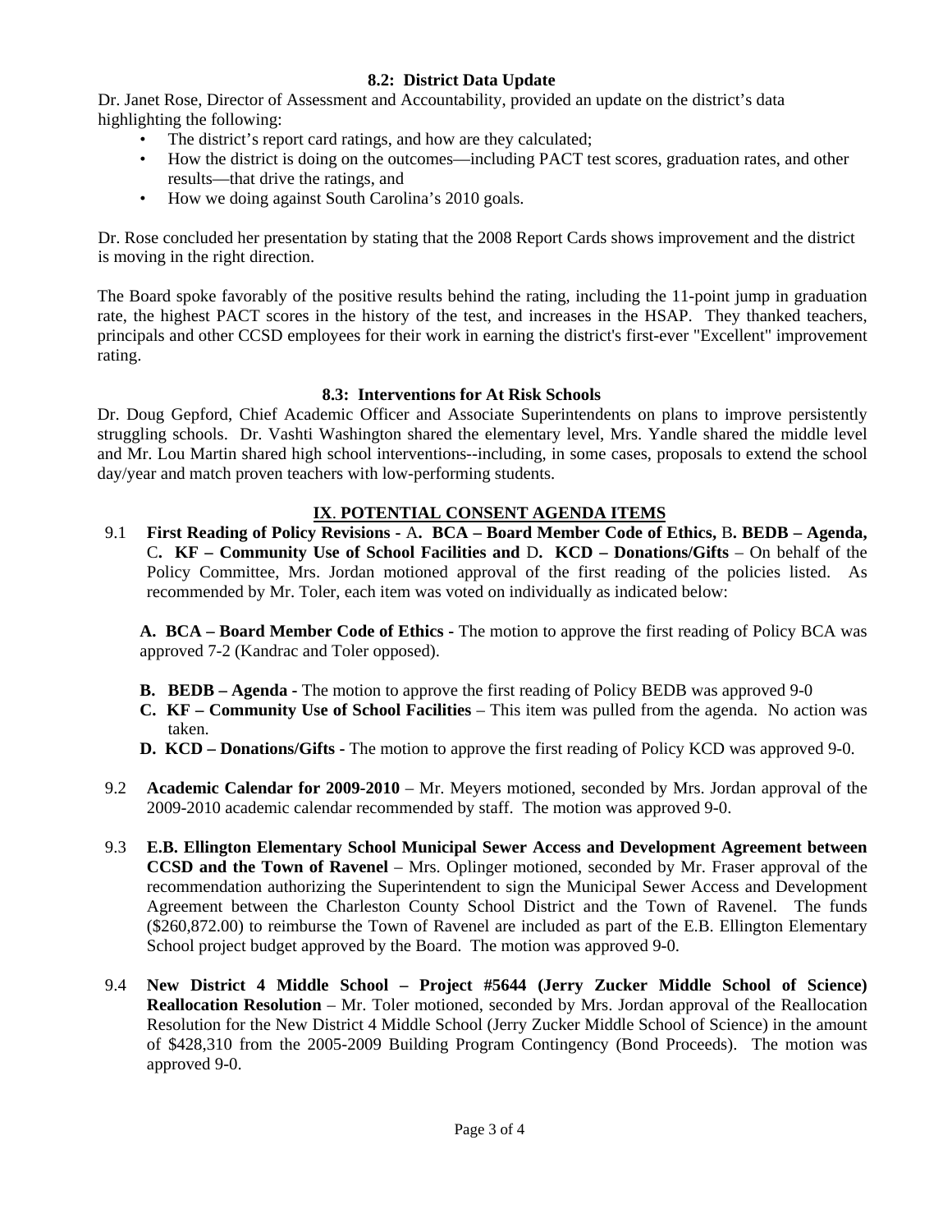**8.2: District Data Update**

Dr. Janet Rose, Director of Assessment and Accountability, provided an update on the district's data highlighting the following:

- The district's report card ratings, and how are they calculated;
- How the district is doing on the outcomes—including PACT test scores, graduation rates, and other results—that drive the ratings, and
- How we doing against South Carolina's 2010 goals.

Dr. Rose concluded her presentation by stating that the 2008 Report Cards shows improvement and the district is moving in the right direction.

The Board spoke favorably of the positive results behind the rating, including the 11-point jump in graduation rate, the highest PACT scores in the history of the test, and increases in the HSAP. They thanked teachers, principals and other CCSD employees for their work in earning the district's first-ever "Excellent" improvement rating.

**8.3: Interventions for At Risk Schools**

Dr. Doug Gepford, Chief Academic Officer and Associate Superintendents on plans to improve persistently struggling schools. Dr. Vashti Washington shared the elementary level, Mrs. Yandle shared the middle level and Mr. Lou Martin shared high school interventions--including, in some cases, proposals to extend the school day/year and match proven teachers with low-performing students.

## IX. POTENTIAL CONSENT AGENDA ITEMS

9.1 **First Reading of Policy Revisions -** A**. BCA – Board Member Code of Ethics,** B**. BEDB – Agenda,** C**. KF – Community Use of School Facilities and** D**. KCD – Donations/Gifts** – On behalf of the Policy Committee, Mrs. Jordan motioned approval of the first reading of the policies listed. As recommended by Mr. Toler, each item was voted on individually as indicated below:

**A. BCA – Board Member Code of Ethics -** The motion to approve the first reading of Policy BCA was approved 7-2 (Kandrac and Toler opposed).

**B. BEDB – Agenda -** The motion to approve the first reading of Policy BEDB was approved 9-0

**C. KF – Community Use of School Facilities** – This item was pulled from the agenda. No action was taken.

**D. KCD – Donations/Gifts -** The motion to approve the first reading of Policy KCD was approved 9-0.

9.2 **Academic Calendar for 2009-2010** – Mr. Meyers motioned, seconded by Mrs. Jordan approval of the 2009-2010 academic calendar recommended by staff. The motion was approved 9-0.

9.3 **E.B. Ellington Elementary School Municipal Sewer Access and Development Agreement between CCSD and the Town of Ravenel** – Mrs. Oplinger motioned, seconded by Mr. Fraser approval of the recommendation authorizing the Superintendent to sign the Municipal Sewer Access and Development Agreement between the Charleston County School District and the Town of Ravenel. The funds ($260,872.00) to reimburse the Town of Ravenel are included as part of the E.B. Ellington Elementary School project budget approved by the Board. The motion was approved 9-0.

9.4 **New District 4 Middle School – Project #5644 (Jerry Zucker Middle School of Science) Reallocation Resolution** – Mr. Toler motioned, seconded by Mrs. Jordan approval of the Reallocation Resolution for the New District 4 Middle School (Jerry Zucker Middle School of Science) in the amount of $428,310 from the 2005-2009 Building Program Contingency (Bond Proceeds). The motion was approved 9-0.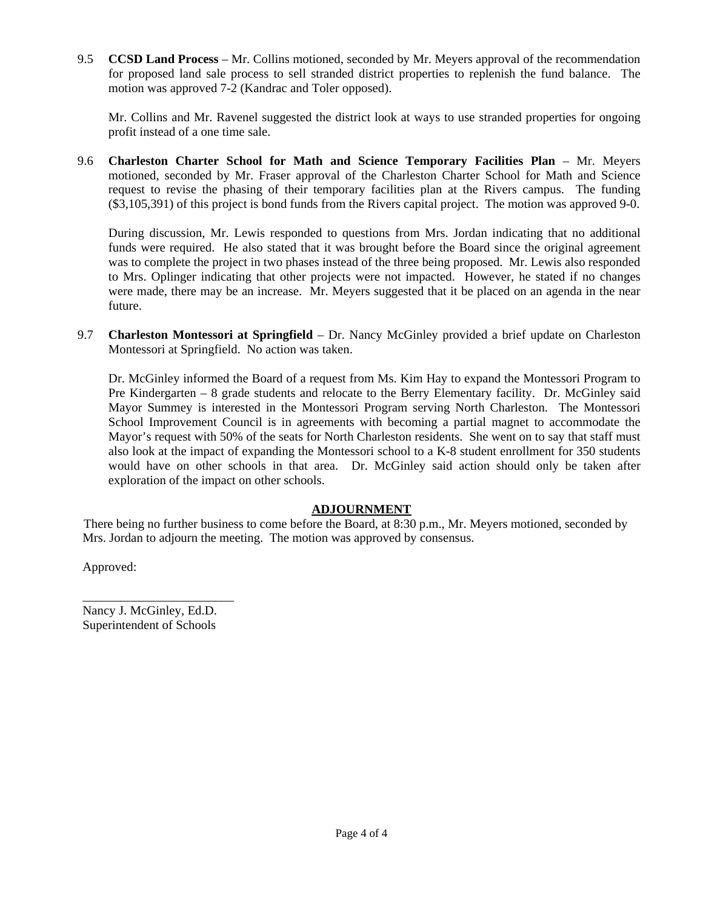9.5 **CCSD Land Process** – Mr. Collins motioned, seconded by Mr. Meyers approval of the recommendation for proposed land sale process to sell stranded district properties to replenish the fund balance. The motion was approved 7-2 (Kandrac and Toler opposed).

Mr. Collins and Mr. Ravenel suggested the district look at ways to use stranded properties for ongoing profit instead of a one time sale.

9.6 **Charleston Charter School for Math and Science Temporary Facilities Plan** – Mr. Meyers motioned, seconded by Mr. Fraser approval of the Charleston Charter School for Math and Science request to revise the phasing of their temporary facilities plan at the Rivers campus. The funding ($3,105,391) of this project is bond funds from the Rivers capital project. The motion was approved 9-0.

During discussion, Mr. Lewis responded to questions from Mrs. Jordan indicating that no additional funds were required. He also stated that it was brought before the Board since the original agreement was to complete the project in two phases instead of the three being proposed. Mr. Lewis also responded to Mrs. Oplinger indicating that other projects were not impacted. However, he stated if no changes were made, there may be an increase. Mr. Meyers suggested that it be placed on an agenda in the near future.

9.7 **Charleston Montessori at Springfield** – Dr. Nancy McGinley provided a brief update on Charleston Montessori at Springfield. No action was taken.

Dr. McGinley informed the Board of a request from Ms. Kim Hay to expand the Montessori Program to Pre Kindergarten – 8 grade students and relocate to the Berry Elementary facility. Dr. McGinley said Mayor Summey is interested in the Montessori Program serving North Charleston. The Montessori School Improvement Council is in agreements with becoming a partial magnet to accommodate the Mayor's request with 50% of the seats for North Charleston residents. She went on to say that staff must also look at the impact of expanding the Montessori school to a K-8 student enrollment for 350 students would have on other schools in that area. Dr. McGinley said action should only be taken after exploration of the impact on other schools.

## ADJOURNMENT

There being no further business to come before the Board, at 8:30 p.m., Mr. Meyers motioned, seconded by Mrs. Jordan to adjourn the meeting. The motion was approved by consensus.

Approved:

________________________

Nancy J. McGinley, Ed.D.
Superintendent of Schools